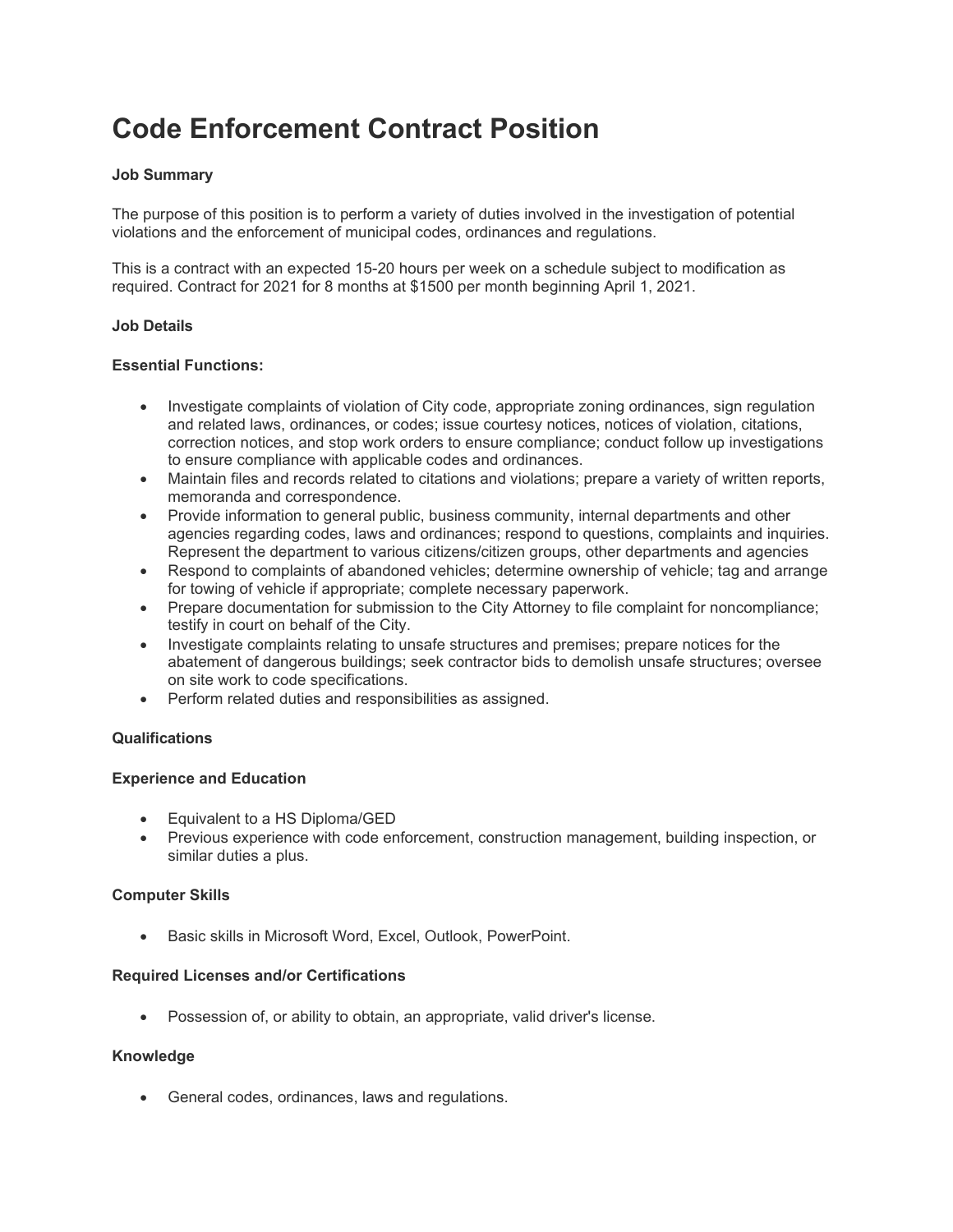# Code Enforcement Contract Position

**Job Summary**

The purpose of this position is to perform a variety of duties involved in the investigation of potential violations and the enforcement of municipal codes, ordinances and regulations.

This is a contract with an expected 15-20 hours per week on a schedule subject to modification as required. Contract for 2021 for 8 months at $1500 per month beginning April 1, 2021.

**Job Details**

**Essential Functions:**

- Investigate complaints of violation of City code, appropriate zoning ordinances, sign regulation and related laws, ordinances, or codes; issue courtesy notices, notices of violation, citations, correction notices, and stop work orders to ensure compliance; conduct follow up investigations to ensure compliance with applicable codes and ordinances.
- Maintain files and records related to citations and violations; prepare a variety of written reports, memoranda and correspondence.
- Provide information to general public, business community, internal departments and other agencies regarding codes, laws and ordinances; respond to questions, complaints and inquiries. Represent the department to various citizens/citizen groups, other departments and agencies
- Respond to complaints of abandoned vehicles; determine ownership of vehicle; tag and arrange for towing of vehicle if appropriate; complete necessary paperwork.
- Prepare documentation for submission to the City Attorney to file complaint for noncompliance; testify in court on behalf of the City.
- Investigate complaints relating to unsafe structures and premises; prepare notices for the abatement of dangerous buildings; seek contractor bids to demolish unsafe structures; oversee on site work to code specifications.
- Perform related duties and responsibilities as assigned.

**Qualifications**

**Experience and Education**

- Equivalent to a HS Diploma/GED
- Previous experience with code enforcement, construction management, building inspection, or similar duties a plus.

**Computer Skills**

- Basic skills in Microsoft Word, Excel, Outlook, PowerPoint.

**Required Licenses and/or Certifications**

- Possession of, or ability to obtain, an appropriate, valid driver's license.

**Knowledge**

- General codes, ordinances, laws and regulations.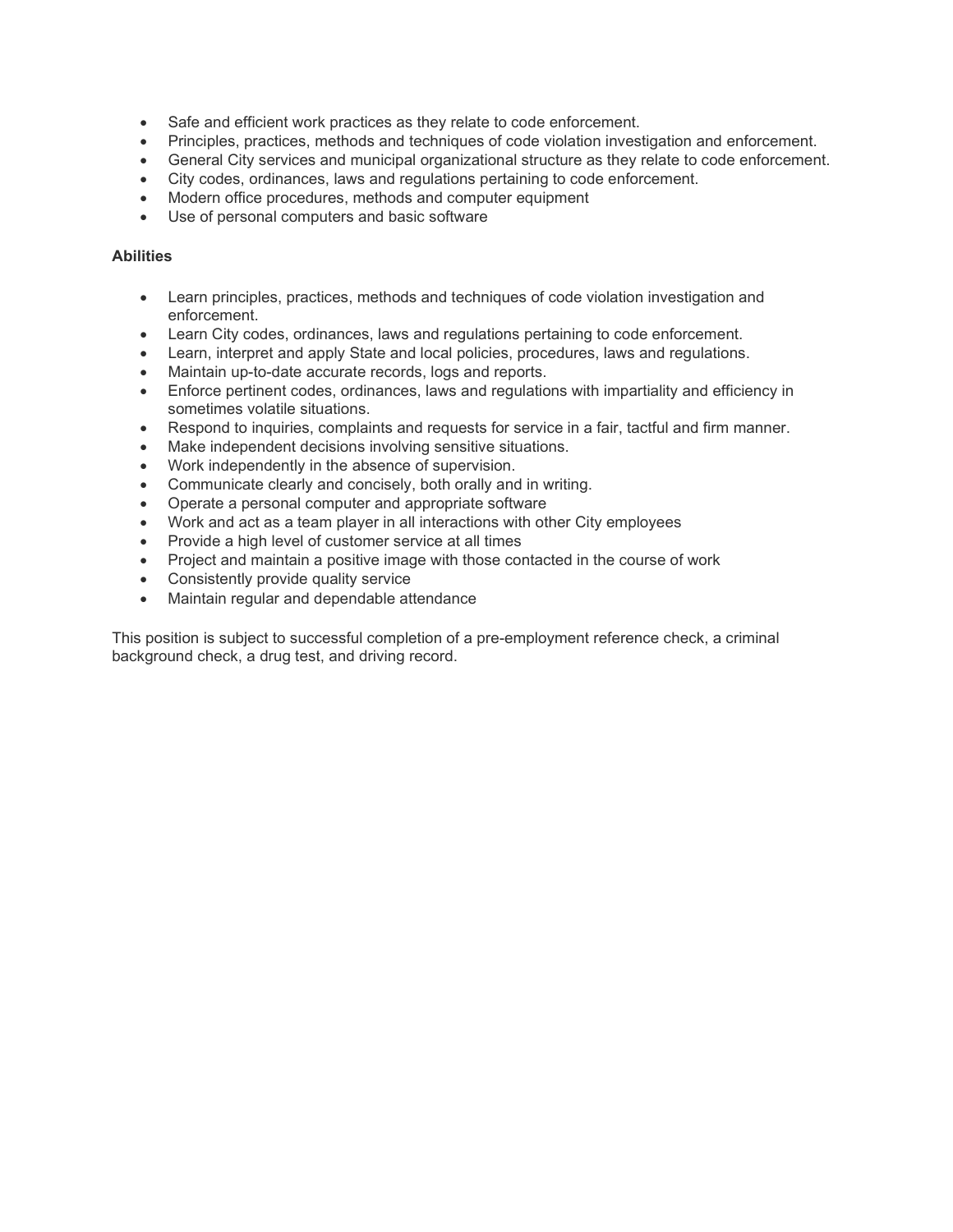- Safe and efficient work practices as they relate to code enforcement.
- Principles, practices, methods and techniques of code violation investigation and enforcement.
- General City services and municipal organizational structure as they relate to code enforcement.
- City codes, ordinances, laws and regulations pertaining to code enforcement.
- Modern office procedures, methods and computer equipment
- Use of personal computers and basic software

**Abilities**

- Learn principles, practices, methods and techniques of code violation investigation and enforcement.
- Learn City codes, ordinances, laws and regulations pertaining to code enforcement.
- Learn, interpret and apply State and local policies, procedures, laws and regulations.
- Maintain up-to-date accurate records, logs and reports.
- Enforce pertinent codes, ordinances, laws and regulations with impartiality and efficiency in sometimes volatile situations.
- Respond to inquiries, complaints and requests for service in a fair, tactful and firm manner.
- Make independent decisions involving sensitive situations.
- Work independently in the absence of supervision.
- Communicate clearly and concisely, both orally and in writing.
- Operate a personal computer and appropriate software
- Work and act as a team player in all interactions with other City employees
- Provide a high level of customer service at all times
- Project and maintain a positive image with those contacted in the course of work
- Consistently provide quality service
- Maintain regular and dependable attendance

This position is subject to successful completion of a pre-employment reference check, a criminal background check, a drug test, and driving record.